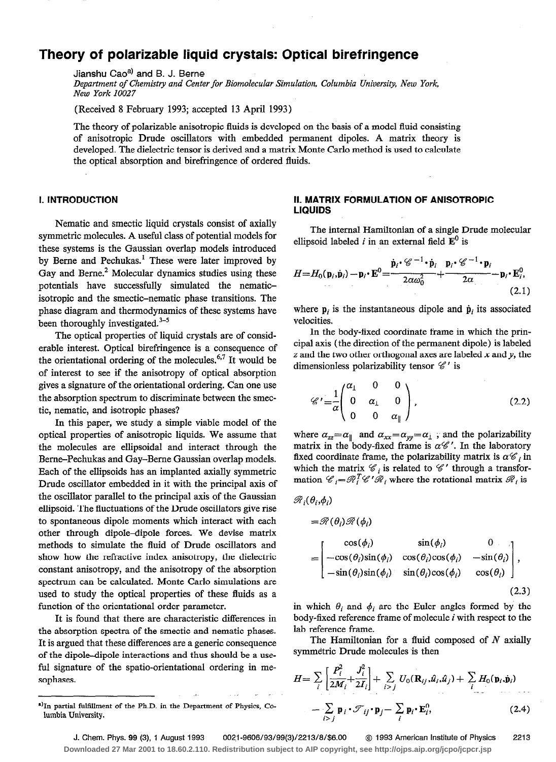# Theory of polarizable liquid crystals: Optical birefringence

Jianshu Cao[a] and B. J. Berne

*Department of Chemistry and Center for Biomolecular Simulation, Columbia University, New York, New York 10027*

(Received 8 February 1993; accepted 13 April 1993)

The theory of polarizable anisotropic fluids is developed on the basis of a model fluid consisting of anisotropic Drude oscillators with embedded permanent dipoles. A matrix theory is developed. The dielectric tensor is derived and a matrix Monte Carlo method is used to calculate the optical absorption and birefringence of ordered fluids.

## I. INTRODUCTION

Nematic and smectic liquid crystals consist of axially symmetric molecules. A useful class of potential models for these systems is the Gaussian overlap models introduced by Berne and Pechukas.[1] These were later improved by Gay and Berne.[2] Molecular dynamics studies using these potentials have successfully simulated the nematic–isotropic and the smectic–nematic phase transitions. The phase diagram and thermodynamics of these systems have been thoroughly investigated.[3–5]

The optical properties of liquid crystals are of considerable interest. Optical birefringence is a consequence of the orientational ordering of the molecules.[6,7] It would be of interest to see if the anisotropy of optical absorption gives a signature of the orientational ordering. Can one use the absorption spectrum to discriminate between the smectic, nematic, and isotropic phases?

In this paper, we study a simple viable model of the optical properties of anisotropic liquids. We assume that the molecules are ellipsoidal and interact through the Berne–Pechukas and Gay–Berne Gaussian overlap models. Each of the ellipsoids has an implanted axially symmetric Drude oscillator embedded in it with the principal axis of the oscillator parallel to the principal axis of the Gaussian ellipsoid. The fluctuations of the Drude oscillators give rise to spontaneous dipole moments which interact with each other through dipole–dipole forces. We devise matrix methods to simulate the fluid of Drude oscillators and show how the refractive index anisotropy, the dielectric constant anisotropy, and the anisotropy of the absorption spectrum can be calculated. Monte Carlo simulations are used to study the optical properties of these fluids as a function of the orientational order parameter.

It is found that there are characteristic differences in the absorption spectra of the smectic and nematic phases. It is argued that these differences are a generic consequence of the dipole–dipole interactions and thus should be a useful signature of the spatio-orientational ordering in mesophases.

## II. MATRIX FORMULATION OF ANISOTROPIC LIQUIDS

The internal Hamiltonian of a single Drude molecular ellipsoid labeled $i$ in an external field $\mathbf{E}^0$ is

$$H=H_0(\mathbf{p}_i,\dot{\mathbf{p}}_i)-\mathbf{p}_i\cdot\mathbf{E}^0=\frac{\dot{\mathbf{p}}_i\cdot\mathscr{C}^{-1}\cdot\dot{\mathbf{p}}_i}{2\alpha\omega_0^2}+\frac{\mathbf{p}_i\cdot\mathscr{C}^{-1}\cdot\mathbf{p}_i}{2\alpha}-\mathbf{p}_i\cdot\mathbf{E}_i^0, \tag{2.1}$$

where $\mathbf{p}_i$ is the instantaneous dipole and $\dot{\mathbf{p}}_i$ its associated velocities.

In the body-fixed coordinate frame in which the principal axis (the direction of the permanent dipole) is labeled $z$ and the two other orthogonal axes are labeled $x$ and $y$, the dimensionless polarizability tensor $\mathscr{C}'$ is

$$\mathscr{C}'=\frac{1}{\alpha}\begin{pmatrix}\alpha_\perp & 0 & 0\\ 0 & \alpha_\perp & 0\\ 0 & 0 & \alpha_\parallel\end{pmatrix}, \tag{2.2}$$

where $\alpha_{zz}=\alpha_\parallel$ and $\alpha_{xx}=\alpha_{yy}=\alpha_\perp$; and the polarizability matrix in the body-fixed frame is $\alpha\mathscr{C}'$. In the laboratory fixed coordinate frame, the polarizability matrix is $\alpha\mathscr{C}_i$ in which the matrix $\mathscr{C}_i$ is related to $\mathscr{C}'$ through a transformation $\mathscr{C}_i=\mathscr{R}_i^T\mathscr{C}'\mathscr{R}_i$ where the rotational matrix $\mathscr{R}_i$ is

$$\mathscr{R}_i(\theta_i,\phi_i)=\mathscr{R}(\theta_i)\mathscr{R}(\phi_i)=\begin{bmatrix}\cos(\phi_i) & \sin(\phi_i) & 0\\ -\cos(\theta_i)\sin(\phi_i) & \cos(\theta_i)\cos(\phi_i) & -\sin(\theta_i)\\ -\sin(\theta_i)\sin(\phi_i) & \sin(\theta_i)\cos(\phi_i) & \cos(\theta_i)\end{bmatrix}, \tag{2.3}$$

in which $\theta_i$ and $\phi_i$ are the Euler angles formed by the body-fixed reference frame of molecule $i$ with respect to the lab reference frame.

The Hamiltonian for a fluid composed of $N$ axially symmetric Drude molecules is then

$$H=\sum_i\left[\frac{P_i^2}{2M_i}+\frac{J_i^2}{2I_i}\right]+\sum_{i>j}U_0(\mathbf{R}_{ij},\hat{u}_i,\hat{u}_j)+\sum_i H_0(\mathbf{p}_i,\dot{\mathbf{p}}_i)-\sum_{i>j}\mathbf{p}_i\cdot\mathscr{T}_{ij}\cdot\mathbf{p}_j-\sum_i\mathbf{p}_i\cdot\mathbf{E}_i^0, \tag{2.4}$$

---

[a] In partial fulfillment of the Ph.D. in the Department of Physics, Columbia University.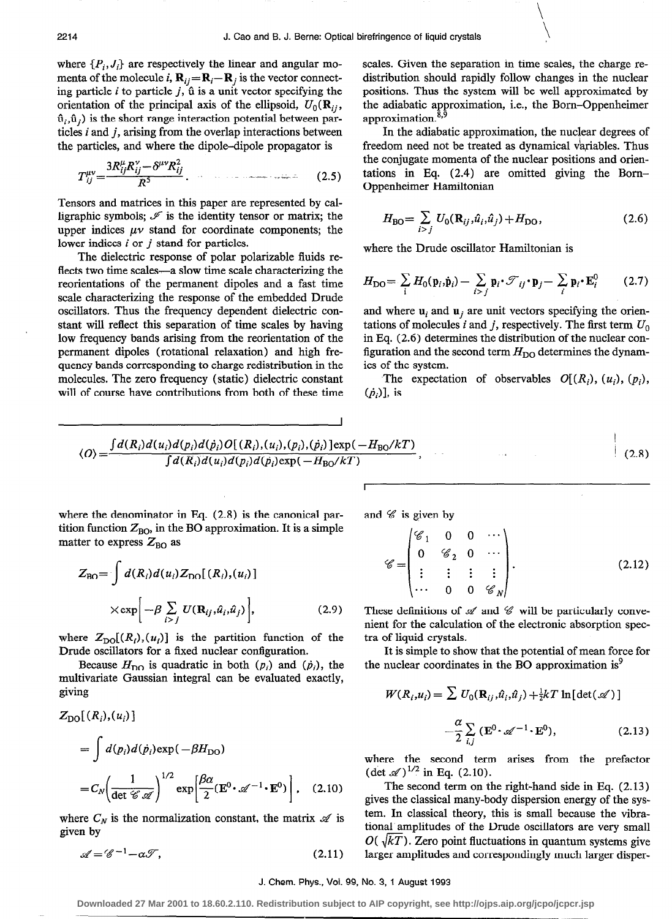where $\{P_i, J_i\}$ are respectively the linear and angular momenta of the molecule $i$, $\mathbf{R}_{ij} = \mathbf{R}_i - \mathbf{R}_j$ is the vector connecting particle $i$ to particle $j$, $\hat{\mathbf{u}}$ is a unit vector specifying the orientation of the principal axis of the ellipsoid, $U_0(\mathbf{R}_{ij}, \hat{u}_i, \hat{u}_j)$ is the short range interaction potential between particles $i$ and $j$, arising from the overlap interactions between the particles, and where the dipole–dipole propagator is

$$T_{ij}^{\mu\nu} = \frac{3R_{ij}^{\mu} R_{ij}^{\nu} - \delta^{\mu\nu} R_{ij}^2}{R^5}. \tag{2.5}$$

Tensors and matrices in this paper are represented by calligraphic symbols; $\mathscr{I}$ is the identity tensor or matrix; the upper indices $\mu\nu$ stand for coordinate components; the lower indices $i$ or $j$ stand for particles.

The dielectric response of polar polarizable fluids reflects two time scales—a slow time scale characterizing the reorientations of the permanent dipoles and a fast time scale characterizing the response of the embedded Drude oscillators. Thus the frequency dependent dielectric constant will reflect this separation of time scales by having low frequency bands arising from the reorientation of the permanent dipoles (rotational relaxation) and high frequency bands corresponding to charge redistribution in the molecules. The zero frequency (static) dielectric constant will of course have contributions from both of these time scales. Given the separation in time scales, the charge redistribution should rapidly follow changes in the nuclear positions. Thus the system will be well approximated by the adiabatic approximation, i.e., the Born–Oppenheimer approximation.[8,9]

In the adiabatic approximation, the nuclear degrees of freedom need not be treated as dynamical variables. Thus the conjugate momenta of the nuclear positions and orientations in Eq. (2.4) are omitted giving the Born–Oppenheimer Hamiltonian

$$H_{\mathrm{BO}} = \sum_{i>j} U_0(\mathbf{R}_{ij}, \hat{u}_i, \hat{u}_j) + H_{\mathrm{DO}}, \tag{2.6}$$

where the Drude oscillator Hamiltonian is

$$H_{\mathrm{DO}} = \sum_i H_0(\mathbf{p}_i, \dot{\mathbf{p}}_i) - \sum_{i>j} \mathbf{p}_i \cdot \mathscr{T}_{ij} \cdot \mathbf{p}_j - \sum_i \mathbf{p}_i \cdot \mathbf{E}_i^0 \tag{2.7}$$

and where $\mathbf{u}_i$ and $\mathbf{u}_j$ are unit vectors specifying the orientations of molecules $i$ and $j$, respectively. The first term $U_0$ in Eq. (2.6) determines the distribution of the nuclear configuration and the second term $H_{\mathrm{DO}}$ determines the dynamics of the system.

The expectation of observables $O[(R_i), (u_i), (p_i), (\dot{p}_i)]$, is

$$\langle O \rangle = \frac{\int d(R_i) d(u_i) d(p_i) d(\dot{p}_i) O[(R_i), (u_i), (p_i), (\dot{p}_i)] \exp(-H_{\mathrm{BO}}/kT)}{\int d(R_i) d(u_i) d(p_i) d(\dot{p}_i) \exp(-H_{\mathrm{BO}}/kT)}, \tag{2.8}$$

where the denominator in Eq. (2.8) is the canonical partition function $Z_{\mathrm{BO}}$, in the BO approximation. It is a simple matter to express $Z_{\mathrm{BO}}$ as

$$Z_{\mathrm{BO}} = \int d(R_i) d(u_i) Z_{\mathrm{DO}}[(R_i), (u_i)] \times \exp\left[-\beta \sum_{i>j} U(\mathbf{R}_{ij}, \hat{u}_i, \hat{u}_j)\right], \tag{2.9}$$

where $Z_{\mathrm{DO}}[(R_i), (u_i)]$ is the partition function of the Drude oscillators for a fixed nuclear configuration.

Because $H_{\mathrm{DO}}$ is quadratic in both $(p_i)$ and $(\dot{p}_i)$, the multivariate Gaussian integral can be evaluated exactly, giving

$$Z_{\mathrm{DO}}[(R_i), (u_i)] = \int d(p_i) d(\dot{p}_i) \exp(-\beta H_{\mathrm{DO}}) = C_N \left(\frac{1}{\det \mathscr{C} \mathscr{A}}\right)^{1/2} \exp\left[\frac{\beta\alpha}{2} (\mathbf{E}^0 \cdot \mathscr{A}^{-1} \cdot \mathbf{E}^0)\right], \tag{2.10}$$

where $C_N$ is the normalization constant, the matrix $\mathscr{A}$ is given by

$$\mathscr{A} = \mathscr{C}^{-1} - \alpha \mathscr{T}, \tag{2.11}$$

and $\mathscr{C}$ is given by

$$\mathscr{C} = \begin{pmatrix} \mathscr{C}_1 & 0 & 0 & \cdots \\ 0 & \mathscr{C}_2 & 0 & \cdots \\ \vdots & \vdots & \vdots & \vdots \\ \cdots & 0 & 0 & \mathscr{C}_N \end{pmatrix}. \tag{2.12}$$

These definitions of $\mathscr{A}$ and $\mathscr{C}$ will be particularly convenient for the calculation of the electronic absorption spectra of liquid crystals.

It is simple to show that the potential of mean force for the nuclear coordinates in the BO approximation is[9]

$$W(R_i, u_i) = \sum U_0(\mathbf{R}_{ij}, \hat{u}_i, \hat{u}_j) + \tfrac{1}{2} kT \ln[\det(\mathscr{A})] - \frac{\alpha}{2} \sum_{i,j} (\mathbf{E}^0 \cdot \mathscr{A}^{-1} \cdot \mathbf{E}^0), \tag{2.13}$$

where the second term arises from the prefactor $(\det \mathscr{A})^{1/2}$ in Eq. (2.10).

The second term on the right-hand side in Eq. (2.13) gives the classical many-body dispersion energy of the system. In classical theory, this is small because the vibrational amplitudes of the Drude oscillators are very small $O(\sqrt{kT})$. Zero point fluctuations in quantum systems give larger amplitudes and correspondingly much larger disper-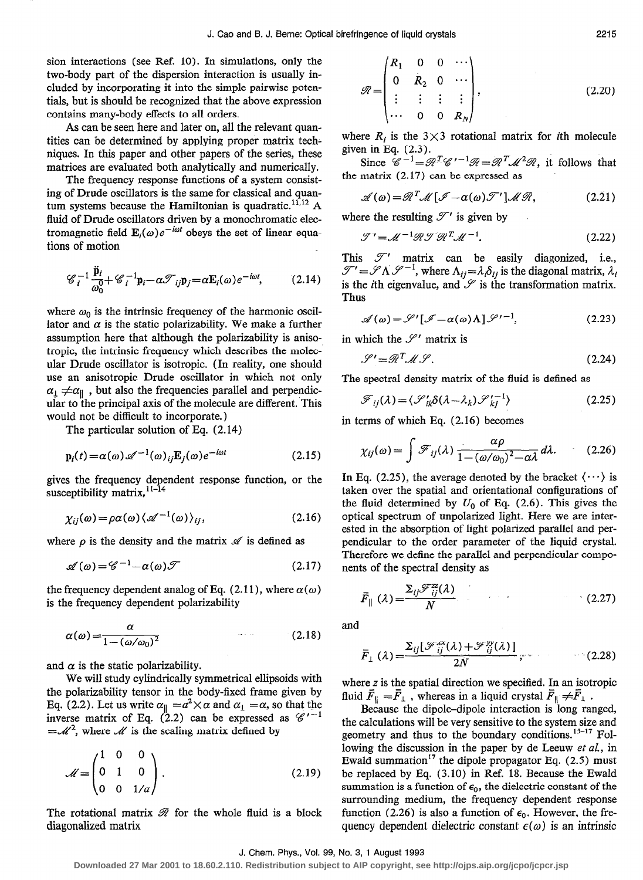sion interactions (see Ref. 10). In simulations, only the two-body part of the dispersion interaction is usually included by incorporating it into the simple pairwise potentials, but is should be recognized that the above expression contains many-body effects to all orders.

As can be seen here and later on, all the relevant quantities can be determined by applying proper matrix techniques. In this paper and other papers of the series, these matrices are evaluated both analytically and numerically.

The frequency response functions of a system consisting of Drude oscillators is the same for classical and quantum systems because the Hamiltonian is quadratic.[11,12] A fluid of Drude oscillators driven by a monochromatic electromagnetic field $\mathbf{E}_i(\omega)e^{-i\omega t}$ obeys the set of linear equations of motion

$$\mathscr{C}_i^{-1}\frac{\ddot{\mathbf{p}}_i}{\omega_0^2}+\mathscr{C}_i^{-1}\mathbf{p}_i-\alpha\mathscr{T}_{ij}\mathbf{p}_j=\alpha\mathbf{E}_i(\omega)e^{-i\omega t}, \tag{2.14}$$

where $\omega_0$ is the intrinsic frequency of the harmonic oscillator and $\alpha$ is the static polarizability. We make a further assumption here that although the polarizability is anisotropic, the intrinsic frequency which describes the molecular Drude oscillator is isotropic. (In reality, one should use an anisotropic Drude oscillator in which not only $\alpha_\perp \neq \alpha_\parallel$, but also the frequencies parallel and perpendicular to the principal axis of the molecule are different. This would not be difficult to incorporate.)

The particular solution of Eq. (2.14)

$$\mathbf{p}_i(t)=\alpha(\omega)\mathscr{A}^{-1}(\omega)_{ij}\mathbf{E}_j(\omega)e^{-i\omega t} \tag{2.15}$$

gives the frequency dependent response function, or the susceptibility matrix,[11–14]

$$\chi_{ij}(\omega)=\rho\alpha(\omega)\langle\mathscr{A}^{-1}(\omega)\rangle_{ij}, \tag{2.16}$$

where $\rho$ is the density and the matrix $\mathscr{A}$ is defined as

$$\mathscr{A}(\omega)=\mathscr{C}^{-1}-\alpha(\omega)\mathscr{T} \tag{2.17}$$

the frequency dependent analog of Eq. (2.11), where $\alpha(\omega)$ is the frequency dependent polarizability

$$\alpha(\omega)=\frac{\alpha}{1-(\omega/\omega_0)^2} \tag{2.18}$$

and $\alpha$ is the static polarizability.

We will study cylindrically symmetrical ellipsoids with the polarizability tensor in the body-fixed frame given by Eq. (2.2). Let us write $\alpha_\parallel = a^2\times\alpha$ and $\alpha_\perp=\alpha$, so that the inverse matrix of Eq. (2.2) can be expressed as $\mathscr{C}'^{-1}=\mathscr{M}^2$, where $\mathscr{M}$ is the scaling matrix defined by

$$\mathscr{M}=\begin{pmatrix}1&0&0\\0&1&0\\0&0&1/a\end{pmatrix}. \tag{2.19}$$

The rotational matrix $\mathscr{R}$ for the whole fluid is a block diagonalized matrix

$$\mathscr{R}=\begin{pmatrix}R_1&0&0&\cdots\\0&R_2&0&\cdots\\\vdots&\vdots&\vdots&\vdots\\\cdots&0&0&R_N\end{pmatrix}, \tag{2.20}$$

where $R_i$ is the $3\times3$ rotational matrix for $i$th molecule given in Eq. (2.3).

Since $\mathscr{C}^{-1}=\mathscr{R}^T\mathscr{C}'^{-1}\mathscr{R}=\mathscr{R}^T\mathscr{M}^2\mathscr{R}$, it follows that the matrix (2.17) can be expressed as

$$\mathscr{A}(\omega)=\mathscr{R}^T\mathscr{M}[\mathscr{I}-\alpha(\omega)\mathscr{T}']\mathscr{M}\mathscr{R}, \tag{2.21}$$

where the resulting $\mathscr{T}'$ is given by

$$\mathscr{T}'=\mathscr{M}^{-1}\mathscr{R}\mathscr{T}\mathscr{R}^T\mathscr{M}^{-1}. \tag{2.22}$$

This $\mathscr{T}'$ matrix can be easily diagonized, i.e., $\mathscr{T}'=\mathscr{S}\Lambda\mathscr{S}^{-1}$, where $\Lambda_{ij}=\lambda_i\delta_{ij}$ is the diagonal matrix, $\lambda_i$ is the $i$th eigenvalue, and $\mathscr{S}$ is the transformation matrix. Thus

$$\mathscr{A}(\omega)=\mathscr{S}'[\mathscr{I}-\alpha(\omega)\Lambda]\mathscr{S}'^{-1}, \tag{2.23}$$

in which the $\mathscr{S}'$ matrix is

$$\mathscr{S}'=\mathscr{R}^T\mathscr{M}\mathscr{S}. \tag{2.24}$$

The spectral density matrix of the fluid is defined as

$$\mathscr{F}_{ij}(\lambda)=\langle\mathscr{S}'_{ik}\delta(\lambda-\lambda_k)\mathscr{S}'^{-1}_{kj}\rangle \tag{2.25}$$

in terms of which Eq. (2.16) becomes

$$\chi_{ij}(\omega)=\int\mathscr{F}_{ij}(\lambda)\frac{\alpha\rho}{1-(\omega/\omega_0)^2-\alpha\lambda}d\lambda. \tag{2.26}$$

In Eq. (2.25), the average denoted by the bracket $\langle\cdots\rangle$ is taken over the spatial and orientational configurations of the fluid determined by $U_0$ of Eq. (2.6). This gives the optical spectrum of unpolarized light. Here we are interested in the absorption of light polarized parallel and perpendicular to the order parameter of the liquid crystal. Therefore we define the parallel and perpendicular components of the spectral density as

$$\bar{F}_\parallel(\lambda)=\frac{\Sigma_{ij}\mathscr{F}_{ij}^{zz}(\lambda)}{N} \tag{2.27}$$

and

$$\bar{F}_\perp(\lambda)=\frac{\Sigma_{ij}[\mathscr{F}_{ij}^{xx}(\lambda)+\mathscr{F}_{ij}^{yy}(\lambda)]}{2N}, \tag{2.28}$$

where $z$ is the spatial direction we specified. In an isotropic fluid $\bar{F}_\parallel=\bar{F}_\perp$, whereas in a liquid crystal $\bar{F}_\parallel\neq\bar{F}_\perp$.

Because the dipole–dipole interaction is long ranged, the calculations will be very sensitive to the system size and geometry and thus to the boundary conditions.[15–17] Following the discussion in the paper by de Leeuw *et al.*, in Ewald summation[17] the dipole propagator Eq. (2.5) must be replaced by Eq. (3.10) in Ref. 18. Because the Ewald summation is a function of $\epsilon_0$, the dielectric constant of the surrounding medium, the frequency dependent response function (2.26) is also a function of $\epsilon_0$. However, the frequency dependent dielectric constant $\epsilon(\omega)$ is an intrinsic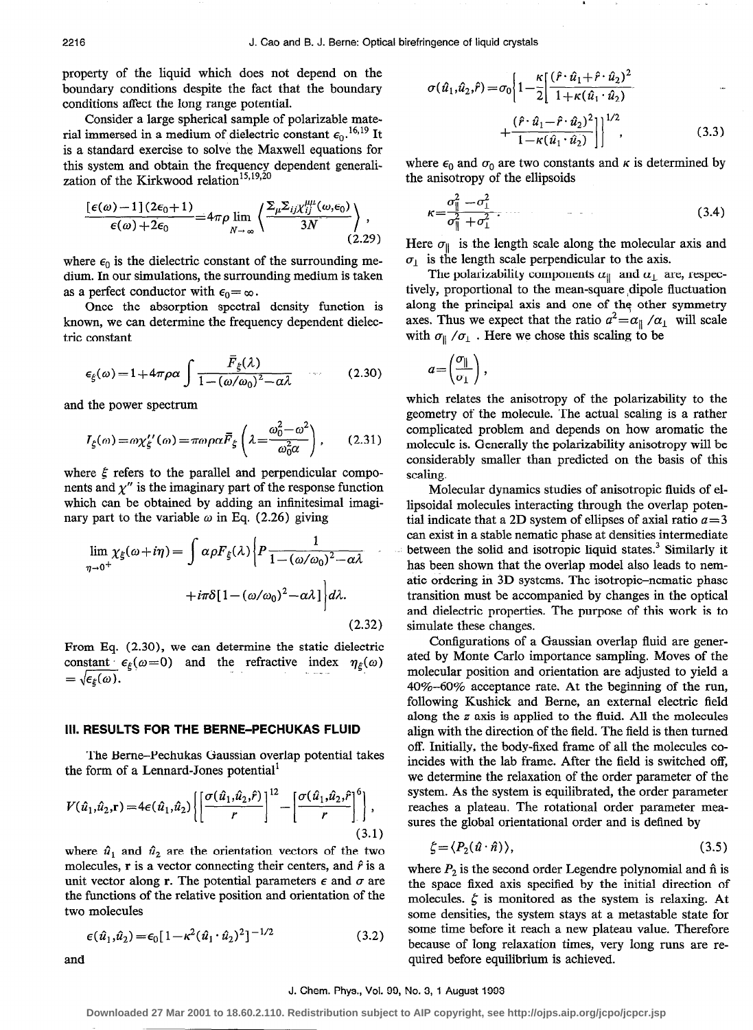property of the liquid which does not depend on the boundary conditions despite the fact that the boundary conditions affect the long range potential.

Consider a large spherical sample of polarizable material immersed in a medium of dielectric constant $\epsilon_0$.[16,19] It is a standard exercise to solve the Maxwell equations for this system and obtain the frequency dependent generalization of the Kirkwood relation[15,19,20]

$$\frac{[\epsilon(\omega)-1](2\epsilon_0+1)}{\epsilon(\omega)+2\epsilon_0}=4\pi\rho\lim_{N\to\infty}\left\langle\frac{\Sigma_\mu\Sigma_{ij}\chi_{ij}^{\mu\mu}(\omega,\epsilon_0)}{3N}\right\rangle, \tag{2.29}$$

where $\epsilon_0$ is the dielectric constant of the surrounding medium. In our simulations, the surrounding medium is taken as a perfect conductor with $\epsilon_0=\infty$.

Once the absorption spectral density function is known, we can determine the frequency dependent dielectric constant

$$\epsilon_\xi(\omega)=1+4\pi\rho\alpha\int\frac{\bar{F}_\xi(\lambda)}{1-(\omega/\omega_0)^2-\alpha\lambda} \tag{2.30}$$

and the power spectrum

$$I_\xi(\omega)=\omega\chi_\xi''(\omega)=\pi\omega\rho\alpha\bar{F}_\xi\left(\lambda=\frac{\omega_0^2-\omega^2}{\omega_0^2\alpha}\right), \tag{2.31}$$

where $\xi$ refers to the parallel and perpendicular components and $\chi''$ is the imaginary part of the response function which can be obtained by adding an infinitesimal imaginary part to the variable $\omega$ in Eq. (2.26) giving

$$\lim_{\eta\to 0^+}\chi_\xi(\omega+i\eta)=\int\alpha\rho F_\xi(\lambda)\left\{P\frac{1}{1-(\omega/\omega_0)^2-\alpha\lambda}+i\pi\delta[1-(\omega/\omega_0)^2-\alpha\lambda]\right\}d\lambda. \tag{2.32}$$

From Eq. (2.30), we can determine the static dielectric constant $\epsilon_\xi(\omega=0)$ and the refractive index $\eta_\xi(\omega)=\sqrt{\epsilon_\xi(\omega)}$.

## III. RESULTS FOR THE BERNE–PECHUKAS FLUID

The Berne–Pechukas Gaussian overlap potential takes the form of a Lennard-Jones potential[1]

$$V(\hat{u}_1,\hat{u}_2,\mathbf{r})=4\epsilon(\hat{u}_1,\hat{u}_2)\left\{\left[\frac{\sigma(\hat{u}_1,\hat{u}_2,\hat{r})}{r}\right]^{12}-\left[\frac{\sigma(\hat{u}_1,\hat{u}_2,\hat{r})}{r}\right]^6\right\}, \tag{3.1}$$

where $\hat{u}_1$ and $\hat{u}_2$ are the orientation vectors of the two molecules, $\mathbf{r}$ is a vector connecting their centers, and $\hat{r}$ is a unit vector along $\mathbf{r}$. The potential parameters $\epsilon$ and $\sigma$ are the functions of the relative position and orientation of the two molecules

$$\epsilon(\hat{u}_1,\hat{u}_2)=\epsilon_0[1-\kappa^2(\hat{u}_1\cdot\hat{u}_2)^2]^{-1/2} \tag{3.2}$$

and

$$\sigma(\hat{u}_1,\hat{u}_2,\hat{r})=\sigma_0\left\{1-\frac{\kappa}{2}\left[\frac{(\hat{r}\cdot\hat{u}_1+\hat{r}\cdot\hat{u}_2)^2}{1+\kappa(\hat{u}_1\cdot\hat{u}_2)}+\frac{(\hat{r}\cdot\hat{u}_1-\hat{r}\cdot\hat{u}_2)^2}{1-\kappa(\hat{u}_1\cdot\hat{u}_2)}\right]\right\}^{1/2}, \tag{3.3}$$

where $\epsilon_0$ and $\sigma_0$ are two constants and $\kappa$ is determined by the anisotropy of the ellipsoids

$$\kappa=\frac{\sigma_\parallel^2-\sigma_\perp^2}{\sigma_\parallel^2+\sigma_\perp^2}. \tag{3.4}$$

Here $\sigma_\parallel$ is the length scale along the molecular axis and $\sigma_\perp$ is the length scale perpendicular to the axis.

The polarizability components $\alpha_\parallel$ and $\alpha_\perp$ are, respectively, proportional to the mean-square dipole fluctuation along the principal axis and one of the other symmetry axes. Thus we expect that the ratio $a^2=\alpha_\parallel/\alpha_\perp$ will scale with $\sigma_\parallel/\sigma_\perp$. Here we chose this scaling to be

$$a=\left(\frac{\sigma_\parallel}{\sigma_\perp}\right),$$

which relates the anisotropy of the polarizability to the geometry of the molecule. The actual scaling is a rather complicated problem and depends on how aromatic the molecule is. Generally the polarizability anisotropy will be considerably smaller than predicted on the basis of this scaling.

Molecular dynamics studies of anisotropic fluids of ellipsoidal molecules interacting through the overlap potential indicate that a 2D system of ellipses of axial ratio $a=3$ can exist in a stable nematic phase at densities intermediate between the solid and isotropic liquid states.[3] Similarly it has been shown that the overlap model also leads to nematic ordering in 3D systems. The isotropic–nematic phase transition must be accompanied by changes in the optical and dielectric properties. The purpose of this work is to simulate these changes.

Configurations of a Gaussian overlap fluid are generated by Monte Carlo importance sampling. Moves of the molecular position and orientation are adjusted to yield a 40%–60% acceptance rate. At the beginning of the run, following Kushick and Berne, an external electric field along the $z$ axis is applied to the fluid. All the molecules align with the direction of the field. The field is then turned off. Initially, the body-fixed frame of all the molecules coincides with the lab frame. After the field is switched off, we determine the relaxation of the order parameter of the system. As the system is equilibrated, the order parameter reaches a plateau. The rotational order parameter measures the global orientational order and is defined by

$$\zeta=\langle P_2(\hat{u}\cdot\hat{n})\rangle, \tag{3.5}$$

where $P_2$ is the second order Legendre polynomial and $\hat{n}$ is the space fixed axis specified by the initial direction of molecules. $\zeta$ is monitored as the system is relaxing. At some densities, the system stays at a metastable state for some time before it reach a new plateau value. Therefore because of long relaxation times, very long runs are required before equilibrium is achieved.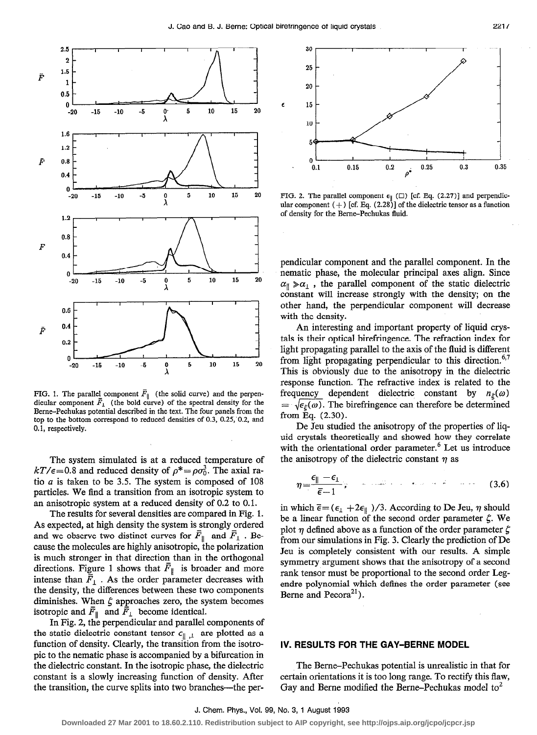FIG. 1. The parallel component $\bar{F}_{\parallel}$ (the solid curve) and the perpendicular component $\bar{F}_{\perp}$ (the bold curve) of the spectral density for the Berne–Pechukas potential described in the text. The four panels from the top to the bottom correspond to reduced densities of 0.3, 0.25, 0.2, and 0.1, respectively.

The system simulated is at a reduced temperature of $kT/\epsilon=0.8$ and reduced density of $\rho^*=\rho\sigma_0^3$. The axial ratio $a$ is taken to be 3.5. The system is composed of 108 particles. We find a transition from an isotropic system to an anisotropic system at a reduced density of 0.2 to 0.1.

The results for several densities are compared in Fig. 1. As expected, at high density the system is strongly ordered and we observe two distinct curves for $\bar{F}_{\parallel}$ and $\bar{F}_{\perp}$. Because the molecules are highly anisotropic, the polarization is much stronger in that direction than in the orthogonal directions. Figure 1 shows that $\bar{F}_{\parallel}$ is broader and more intense than $\bar{F}_{\perp}$. As the order parameter decreases with the density, the differences between these two components diminishes. When $\xi$ approaches zero, the system becomes isotropic and $\bar{F}_{\parallel}$ and $\bar{F}_{\perp}$ become identical.

In Fig. 2, the perpendicular and parallel components of the static dielectric constant tensor $\epsilon_{\parallel,\perp}$ are plotted as a function of density. Clearly, the transition from the isotropic to the nematic phase is accompanied by a bifurcation in the dielectric constant. In the isotropic phase, the dielectric constant is a slowly increasing function of density. After the transition, the curve splits into two branches—the perpendicular component and the parallel component. In the nematic phase, the molecular principal axes align. Since $\alpha_{\parallel} \gg \alpha_{\perp}$, the parallel component of the static dielectric constant will increase strongly with the density; on the other hand, the perpendicular component will decrease with the density.

FIG. 2. The parallel component $\epsilon_{\parallel}$ ($\square$) [cf. Eq. (2.27)] and perpendicular component (+) [cf. Eq. (2.28)] of the dielectric tensor as a function of density for the Berne–Pechukas fluid.

An interesting and important property of liquid crystals is their optical birefringence. The refraction index for light propagating parallel to the axis of the fluid is different from light propagating perpendicular to this direction.[6,7] This is obviously due to the anisotropy in the dielectric response function. The refractive index is related to the frequency dependent dielectric constant by $n_{\xi}(\omega) = \sqrt{\epsilon_{\xi}(\omega)}$. The birefringence can therefore be determined from Eq. (2.30).

De Jeu studied the anisotropy of the properties of liquid crystals theoretically and showed how they correlate with the orientational order parameter.[6] Let us introduce the anisotropy of the dielectric constant $\eta$ as

$$\eta=\frac{\epsilon_{\parallel}-\epsilon_{\perp}}{\bar{\epsilon}-1}, \tag{3.6}$$

in which $\bar{\epsilon}=(\epsilon_{\perp}+2\epsilon_{\parallel})/3$. According to De Jeu, $\eta$ should be a linear function of the second order parameter $\xi$. We plot $\eta$ defined above as a function of the order parameter $\xi$ from our simulations in Fig. 3. Clearly the prediction of De Jeu is completely consistent with our results. A simple symmetry argument shows that the anisotropy of a second rank tensor must be proportional to the second order Legendre polynomial which defines the order parameter (see Berne and Pecora[21]).

## IV. RESULTS FOR THE GAY–BERNE MODEL

The Berne–Pechukas potential is unrealistic in that for certain orientations it is too long range. To rectify this flaw, Gay and Berne modified the Berne–Pechukas model to[2]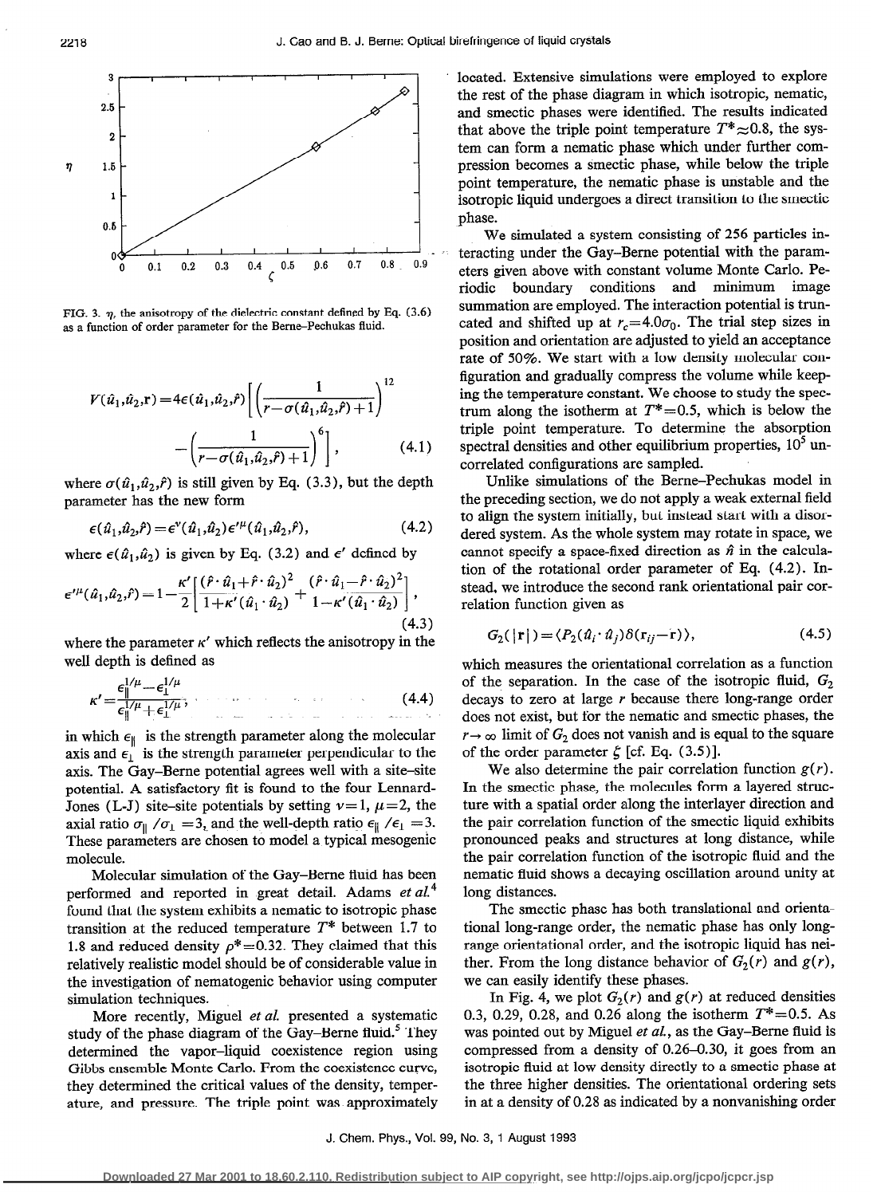FIG. 3. $\eta$, the anisotropy of the dielectric constant defined by Eq. (3.6) as a function of order parameter for the Berne–Pechukas fluid.

$$V(\hat{u}_1,\hat{u}_2,\mathbf{r})=4\epsilon(\hat{u}_1,\hat{u}_2,\hat{r})\left[\left(\frac{1}{r-\sigma(\hat{u}_1,\hat{u}_2,\hat{r})+1}\right)^{12}-\left(\frac{1}{r-\sigma(\hat{u}_1,\hat{u}_2,\hat{r})+1}\right)^{6}\right], \tag{4.1}$$

where $\sigma(\hat{u}_1,\hat{u}_2,\hat{r})$ is still given by Eq. (3.3), but the depth parameter has the new form

$$\epsilon(\hat{u}_1,\hat{u}_2,\hat{r})=\epsilon^{\nu}(\hat{u}_1,\hat{u}_2)\epsilon'^{\mu}(\hat{u}_1,\hat{u}_2,\hat{r}), \tag{4.2}$$

where $\epsilon(\hat{u}_1,\hat{u}_2)$ is given by Eq. (3.2) and $\epsilon'$ defined by

$$\epsilon'^{\mu}(\hat{u}_1,\hat{u}_2,\hat{r})=1-\frac{\kappa'}{2}\left[\frac{(\hat{r}\cdot\hat{u}_1+\hat{r}\cdot\hat{u}_2)^2}{1+\kappa'(\hat{u}_1\cdot\hat{u}_2)}+\frac{(\hat{r}\cdot\hat{u}_1-\hat{r}\cdot\hat{u}_2)^2}{1-\kappa'(\hat{u}_1\cdot\hat{u}_2)}\right], \tag{4.3}$$

where the parameter $\kappa'$ which reflects the anisotropy in the well depth is defined as

$$\kappa'=\frac{\epsilon_{\parallel}^{1/\mu}-\epsilon_{\perp}^{1/\mu}}{\epsilon_{\parallel}^{1/\mu}+\epsilon_{\perp}^{1/\mu}}, \tag{4.4}$$

in which $\epsilon_{\parallel}$ is the strength parameter along the molecular axis and $\epsilon_{\perp}$ is the strength parameter perpendicular to the axis. The Gay–Berne potential agrees well with a site–site potential. A satisfactory fit is found to the four Lennard-Jones (L-J) site–site potentials by setting $\nu=1$, $\mu=2$, the axial ratio $\sigma_{\parallel}/\sigma_{\perp}=3$, and the well-depth ratio $\epsilon_{\parallel}/\epsilon_{\perp}=3$. These parameters are chosen to model a typical mesogenic molecule.

Molecular simulation of the Gay–Berne fluid has been performed and reported in great detail. Adams *et al.*[4] found that the system exhibits a nematic to isotropic phase transition at the reduced temperature $T^*$ between 1.7 to 1.8 and reduced density $\rho^*=0.32$. They claimed that this relatively realistic model should be of considerable value in the investigation of nematogenic behavior using computer simulation techniques.

More recently, Miguel *et al.* presented a systematic study of the phase diagram of the Gay–Berne fluid.[5] They determined the vapor–liquid coexistence region using Gibbs ensemble Monte Carlo. From the coexistence curve, they determined the critical values of the density, temperature, and pressure. The triple point was approximately located. Extensive simulations were employed to explore the rest of the phase diagram in which isotropic, nematic, and smectic phases were identified. The results indicated that above the triple point temperature $T^*\approx 0.8$, the system can form a nematic phase which under further compression becomes a smectic phase, while below the triple point temperature, the nematic phase is unstable and the isotropic liquid undergoes a direct transition to the smectic phase.

We simulated a system consisting of 256 particles interacting under the Gay–Berne potential with the parameters given above with constant volume Monte Carlo. Periodic boundary conditions and minimum image summation are employed. The interaction potential is truncated and shifted up at $r_c=4.0\sigma_0$. The trial step sizes in position and orientation are adjusted to yield an acceptance rate of 50%. We start with a low density molecular configuration and gradually compress the volume while keeping the temperature constant. We choose to study the spectrum along the isotherm at $T^*=0.5$, which is below the triple point temperature. To determine the absorption spectral densities and other equilibrium properties, $10^5$ uncorrelated configurations are sampled.

Unlike simulations of the Berne–Pechukas model in the preceding section, we do not apply a weak external field to align the system initially, but instead start with a disordered system. As the whole system may rotate in space, we cannot specify a space-fixed direction as $\hat{n}$ in the calculation of the rotational order parameter of Eq. (4.2). Instead, we introduce the second rank orientational pair correlation function given as

$$G_2(|\mathbf{r}|)=\langle P_2(\hat{u}_i\cdot\hat{u}_j)\delta(\mathbf{r}_{ij}-\mathbf{r})\rangle, \tag{4.5}$$

which measures the orientational correlation as a function of the separation. In the case of the isotropic fluid, $G_2$ decays to zero at large $r$ because there long-range order does not exist, but for the nematic and smectic phases, the $r\to\infty$ limit of $G_2$ does not vanish and is equal to the square of the order parameter $\zeta$ [cf. Eq. (3.5)].

We also determine the pair correlation function $g(r)$. In the smectic phase, the molecules form a layered structure with a spatial order along the interlayer direction and the pair correlation function of the smectic liquid exhibits pronounced peaks and structures at long distance, while the pair correlation function of the isotropic fluid and the nematic fluid shows a decaying oscillation around unity at long distances.

The smectic phase has both translational and orientational long-range order, the nematic phase has only long-range orientational order, and the isotropic liquid has neither. From the long distance behavior of $G_2(r)$ and $g(r)$, we can easily identify these phases.

In Fig. 4, we plot $G_2(r)$ and $g(r)$ at reduced densities 0.3, 0.29, 0.28, and 0.26 along the isotherm $T^*=0.5$. As was pointed out by Miguel *et al.*, as the Gay–Berne fluid is compressed from a density of 0.26–0.30, it goes from an isotropic fluid at low density directly to a smectic phase at the three higher densities. The orientational ordering sets in at a density of 0.28 as indicated by a nonvanishing order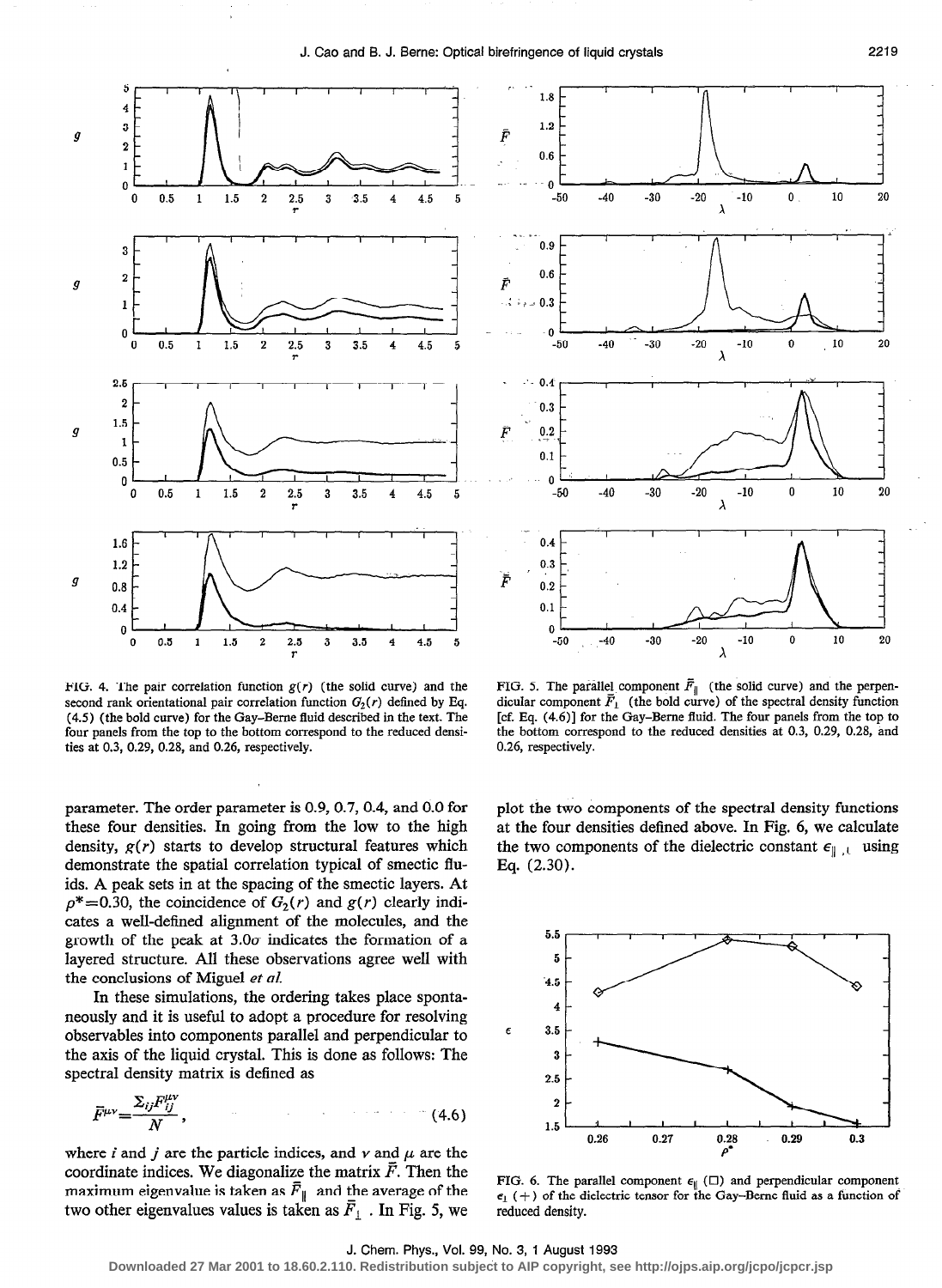FIG. 4. The pair correlation function $g(r)$ (the solid curve) and the second rank orientational pair correlation function $G_2(r)$ defined by Eq. (4.5) (the bold curve) for the Gay–Berne fluid described in the text. The four panels from the top to the bottom correspond to the reduced densities at 0.3, 0.29, 0.28, and 0.26, respectively.

FIG. 5. The parallel component $\bar{F}_{\parallel}$ (the solid curve) and the perpendicular component $\bar{F}_{\perp}$ (the bold curve) of the spectral density function [cf. Eq. (4.6)] for the Gay–Berne fluid. The four panels from the top to the bottom correspond to the reduced densities at 0.3, 0.29, 0.28, and 0.26, respectively.

parameter. The order parameter is 0.9, 0.7, 0.4, and 0.0 for these four densities. In going from the low to the high density, $g(r)$ starts to develop structural features which demonstrate the spatial correlation typical of smectic fluids. A peak sets in at the spacing of the smectic layers. At $\rho^*=0.30$, the coincidence of $G_2(r)$ and $g(r)$ clearly indicates a well-defined alignment of the molecules, and the growth of the peak at $3.0\sigma$ indicates the formation of a layered structure. All these observations agree well with the conclusions of Miguel *et al.*

In these simulations, the ordering takes place spontaneously and it is useful to adopt a procedure for resolving observables into components parallel and perpendicular to the axis of the liquid crystal. This is done as follows: The spectral density matrix is defined as

$$\bar{F}^{\mu\nu}=\frac{\Sigma_{ij}F_{ij}^{\mu\nu}}{N}, \tag{4.6}$$

where $i$ and $j$ are the particle indices, and $\nu$ and $\mu$ are the coordinate indices. We diagonalize the matrix $\bar{F}$. Then the maximum eigenvalue is taken as $\bar{F}_{\parallel}$ and the average of the two other eigenvalues values is taken as $\bar{F}_{\perp}$. In Fig. 5, we plot the two components of the spectral density functions at the four densities defined above. In Fig. 6, we calculate the two components of the dielectric constant $\epsilon_{\parallel,\perp}$ using Eq. (2.30).

FIG. 6. The parallel component $\epsilon_{\parallel}$ (□) and perpendicular component $\epsilon_{\perp}$ (+) of the dielectric tensor for the Gay–Berne fluid as a function of reduced density.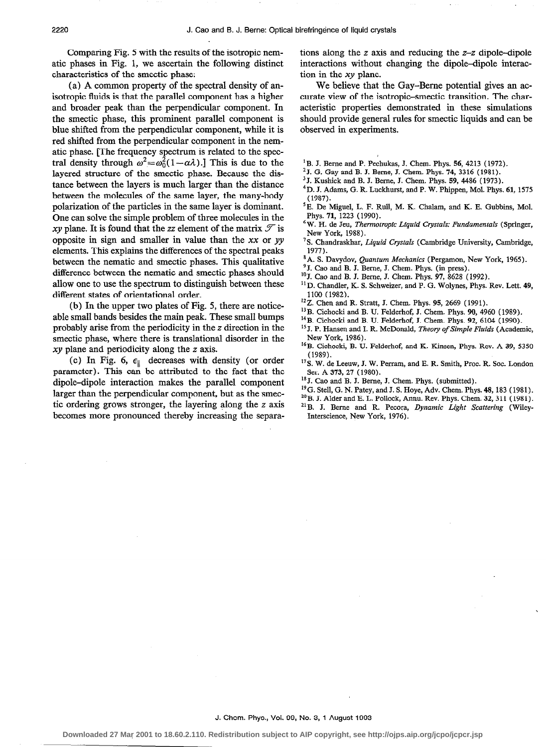Comparing Fig. 5 with the results of the isotropic nematic phases in Fig. 1, we ascertain the following distinct characteristics of the smectic phase:

(a) A common property of the spectral density of anisotropic fluids is that the parallel component has a higher and broader peak than the perpendicular component. In the smectic phase, this prominent parallel component is blue shifted from the perpendicular component, while it is red shifted from the perpendicular component in the nematic phase. [The frequency spectrum is related to the spectral density through $\omega^2=\omega_0^2(1-\alpha\lambda)$.] This is due to the layered structure of the smectic phase. Because the distance between the layers is much larger than the distance between the molecules of the same layer, the many-body polarization of the particles in the same layer is dominant. One can solve the simple problem of three molecules in the $xy$ plane. It is found that the $zz$ element of the matrix $\mathcal{T}$ is opposite in sign and smaller in value than the $xx$ or $yy$ elements. This explains the differences of the spectral peaks between the nematic and smectic phases. This qualitative difference between the nematic and smectic phases should allow one to use the spectrum to distinguish between these different states of orientational order.

(b) In the upper two plates of Fig. 5, there are noticeable small bands besides the main peak. These small bumps probably arise from the periodicity in the $z$ direction in the smectic phase, where there is translational disorder in the $xy$ plane and periodicity along the $z$ axis.

(c) In Fig. 6, $\epsilon_{\parallel}$ decreases with density (or order parameter). This can be attributed to the fact that the dipole–dipole interaction makes the parallel component larger than the perpendicular component, but as the smectic ordering grows stronger, the layering along the $z$ axis becomes more pronounced thereby increasing the separations along the $z$ axis and reducing the $z$–$z$ dipole–dipole interactions without changing the dipole–dipole interaction in the $xy$ plane.

We believe that the Gay–Berne potential gives an accurate view of the isotropic–smectic transition. The characteristic properties demonstrated in these simulations should provide general rules for smectic liquids and can be observed in experiments.

[1] B. J. Berne and P. Pechukas, J. Chem. Phys. **56**, 4213 (1972).

[2] J. G. Gay and B. J. Berne, J. Chem. Phys. **74**, 3316 (1981).

[3] J. Kushick and B. J. Berne, J. Chem. Phys. **59**, 4486 (1973).

[4] D. J. Adams, G. R. Luckhurst, and P. W. Phippen, Mol. Phys. **61**, 1575 (1987).

[5] E. De Miguel, L. F. Rull, M. K. Chalam, and K. E. Gubbins, Mol. Phys. **71**, 1223 (1990).

[6] W. H. de Jeu, *Thermotropic Liquid Crystals: Fundamentals* (Springer, New York, 1988).

[7] S. Chandraskhar, *Liquid Crystals* (Cambridge University, Cambridge, 1977).

[8] A. S. Davydov, *Quantum Mechanics* (Pergamon, New York, 1965).

[9] J. Cao and B. J. Berne, J. Chem. Phys. (in press).

[10] J. Cao and B. J. Berne, J. Chem. Phys. **97**, 8628 (1992).

[11] D. Chandler, K. S. Schweizer, and P. G. Wolynes, Phys. Rev. Lett. **49**, 1100 (1982).

[12] Z. Chen and R. Stratt, J. Chem. Phys. **95**, 2669 (1991).

[13] B. Cichocki and B. U. Felderhof, J. Chem. Phys. **90**, 4960 (1989).

[14] B. Cichocki and B. U. Felderhof, J. Chem. Phys. **92**, 6104 (1990).

[15] J. P. Hansen and I. R. McDonald, *Theory of Simple Fluids* (Academic, New York, 1986).

[16] B. Cichocki, B. U. Felderhof, and K. Kinsen, Phys. Rev. A **39**, 5350 (1989).

[17] S. W. de Leeuw, J. W. Perram, and E. R. Smith, Proc. R. Soc. London Ser. A **373**, 27 (1980).

[18] J. Cao and B. J. Berne, J. Chem. Phys. (submitted).

[19] G. Stell, G. N. Patey, and J. S. Hoye, Adv. Chem. Phys. **48**, 183 (1981).

[20] B. J. Alder and E. L. Pollock, Annu. Rev. Phys. Chem. **32**, 311 (1981).

[21] B. J. Berne and R. Pecora, *Dynamic Light Scattering* (Wiley-Interscience, New York, 1976).